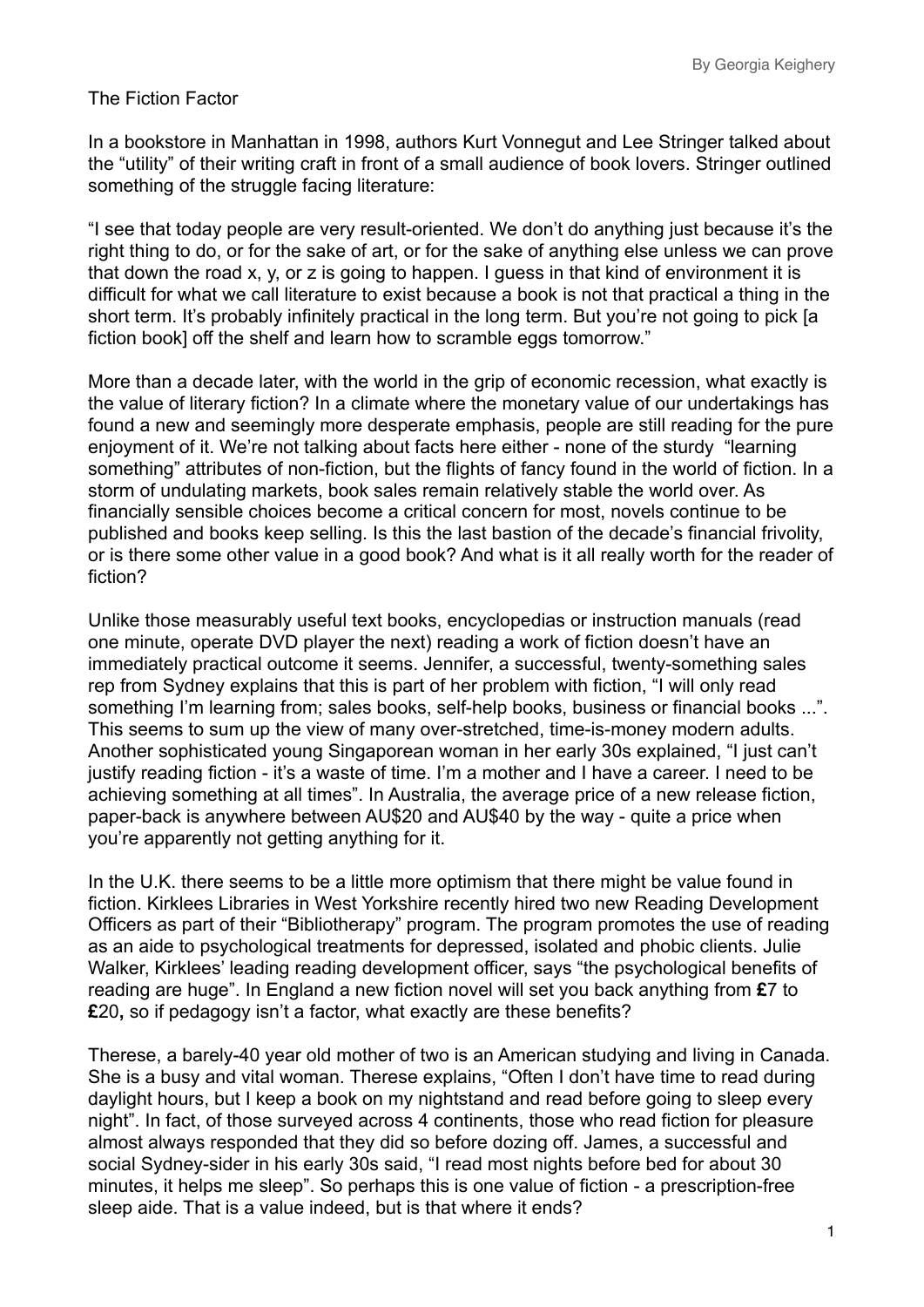By Georgia Keighery

# The Fiction Factor

In a bookstore in Manhattan in 1998, authors Kurt Vonnegut and Lee Stringer talked about the "utility" of their writing craft in front of a small audience of book lovers. Stringer outlined something of the struggle facing literature:

"I see that today people are very result-oriented. We don't do anything just because it's the right thing to do, or for the sake of art, or for the sake of anything else unless we can prove that down the road x, y, or z is going to happen. I guess in that kind of environment it is difficult for what we call literature to exist because a book is not that practical a thing in the short term. It's probably infinitely practical in the long term. But you're not going to pick [a fiction book] off the shelf and learn how to scramble eggs tomorrow."

More than a decade later, with the world in the grip of economic recession, what exactly is the value of literary fiction? In a climate where the monetary value of our undertakings has found a new and seemingly more desperate emphasis, people are still reading for the pure enjoyment of it. We're not talking about facts here either - none of the sturdy "learning something" attributes of non-fiction, but the flights of fancy found in the world of fiction. In a storm of undulating markets, book sales remain relatively stable the world over. As financially sensible choices become a critical concern for most, novels continue to be published and books keep selling. Is this the last bastion of the decade's financial frivolity, or is there some other value in a good book? And what is it all really worth for the reader of fiction?

Unlike those measurably useful text books, encyclopedias or instruction manuals (read one minute, operate DVD player the next) reading a work of fiction doesn't have an immediately practical outcome it seems. Jennifer, a successful, twenty-something sales rep from Sydney explains that this is part of her problem with fiction, "I will only read something I'm learning from; sales books, self-help books, business or financial books ...". This seems to sum up the view of many over-stretched, time-is-money modern adults. Another sophisticated young Singaporean woman in her early 30s explained, "I just can't justify reading fiction - it's a waste of time. I'm a mother and I have a career. I need to be achieving something at all times". In Australia, the average price of a new release fiction, paper-back is anywhere between AU$20 and AU$40 by the way - quite a price when you're apparently not getting anything for it.

In the U.K. there seems to be a little more optimism that there might be value found in fiction. Kirklees Libraries in West Yorkshire recently hired two new Reading Development Officers as part of their "Bibliotherapy" program. The program promotes the use of reading as an aide to psychological treatments for depressed, isolated and phobic clients. Julie Walker, Kirklees' leading reading development officer, says "the psychological benefits of reading are huge". In England a new fiction novel will set you back anything from **£**7 to **£**20**,** so if pedagogy isn't a factor, what exactly are these benefits?

Therese, a barely-40 year old mother of two is an American studying and living in Canada. She is a busy and vital woman. Therese explains, "Often I don't have time to read during daylight hours, but I keep a book on my nightstand and read before going to sleep every night". In fact, of those surveyed across 4 continents, those who read fiction for pleasure almost always responded that they did so before dozing off. James, a successful and social Sydney-sider in his early 30s said, "I read most nights before bed for about 30 minutes, it helps me sleep". So perhaps this is one value of fiction - a prescription-free sleep aide. That is a value indeed, but is that where it ends?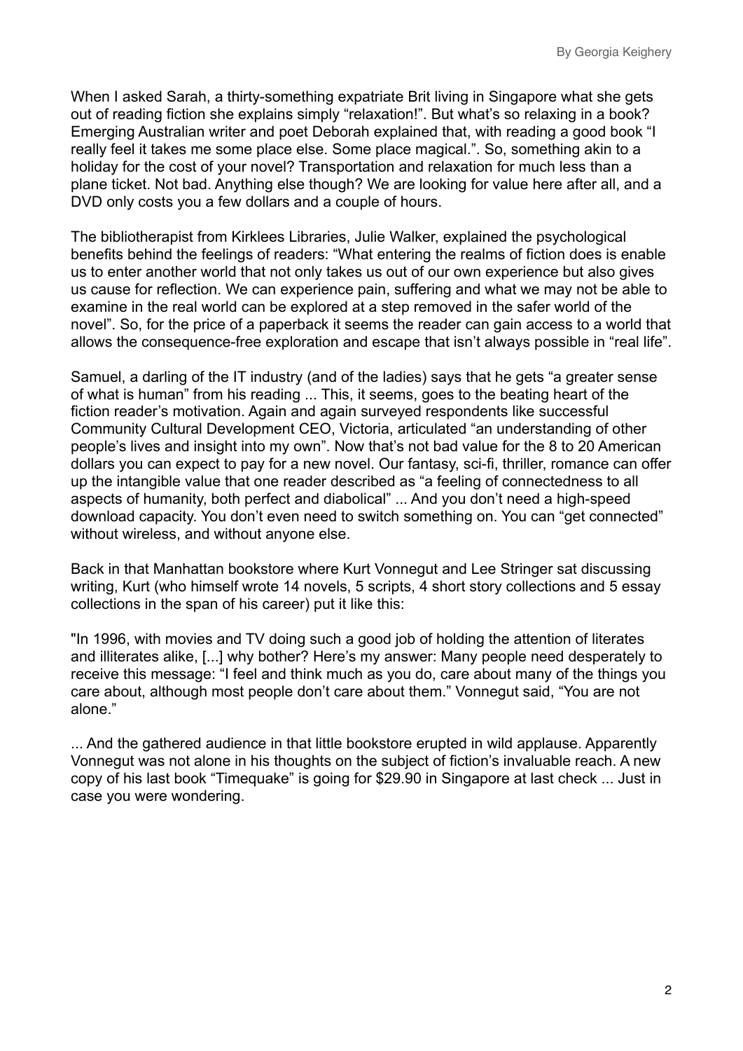When I asked Sarah, a thirty-something expatriate Brit living in Singapore what she gets out of reading fiction she explains simply "relaxation!". But what's so relaxing in a book? Emerging Australian writer and poet Deborah explained that, with reading a good book "I really feel it takes me some place else. Some place magical.". So, something akin to a holiday for the cost of your novel? Transportation and relaxation for much less than a plane ticket. Not bad. Anything else though? We are looking for value here after all, and a DVD only costs you a few dollars and a couple of hours.

The bibliotherapist from Kirklees Libraries, Julie Walker, explained the psychological benefits behind the feelings of readers: "What entering the realms of fiction does is enable us to enter another world that not only takes us out of our own experience but also gives us cause for reflection. We can experience pain, suffering and what we may not be able to examine in the real world can be explored at a step removed in the safer world of the novel". So, for the price of a paperback it seems the reader can gain access to a world that allows the consequence-free exploration and escape that isn't always possible in "real life".

Samuel, a darling of the IT industry (and of the ladies) says that he gets "a greater sense of what is human" from his reading ... This, it seems, goes to the beating heart of the fiction reader's motivation. Again and again surveyed respondents like successful Community Cultural Development CEO, Victoria, articulated "an understanding of other people's lives and insight into my own". Now that's not bad value for the 8 to 20 American dollars you can expect to pay for a new novel. Our fantasy, sci-fi, thriller, romance can offer up the intangible value that one reader described as "a feeling of connectedness to all aspects of humanity, both perfect and diabolical" ... And you don't need a high-speed download capacity. You don't even need to switch something on. You can "get connected" without wireless, and without anyone else.

Back in that Manhattan bookstore where Kurt Vonnegut and Lee Stringer sat discussing writing, Kurt (who himself wrote 14 novels, 5 scripts, 4 short story collections and 5 essay collections in the span of his career) put it like this:

"In 1996, with movies and TV doing such a good job of holding the attention of literates and illiterates alike, [...] why bother? Here's my answer: Many people need desperately to receive this message: "I feel and think much as you do, care about many of the things you care about, although most people don't care about them." Vonnegut said, "You are not alone."

... And the gathered audience in that little bookstore erupted in wild applause. Apparently Vonnegut was not alone in his thoughts on the subject of fiction's invaluable reach. A new copy of his last book "Timequake" is going for $29.90 in Singapore at last check ... Just in case you were wondering.